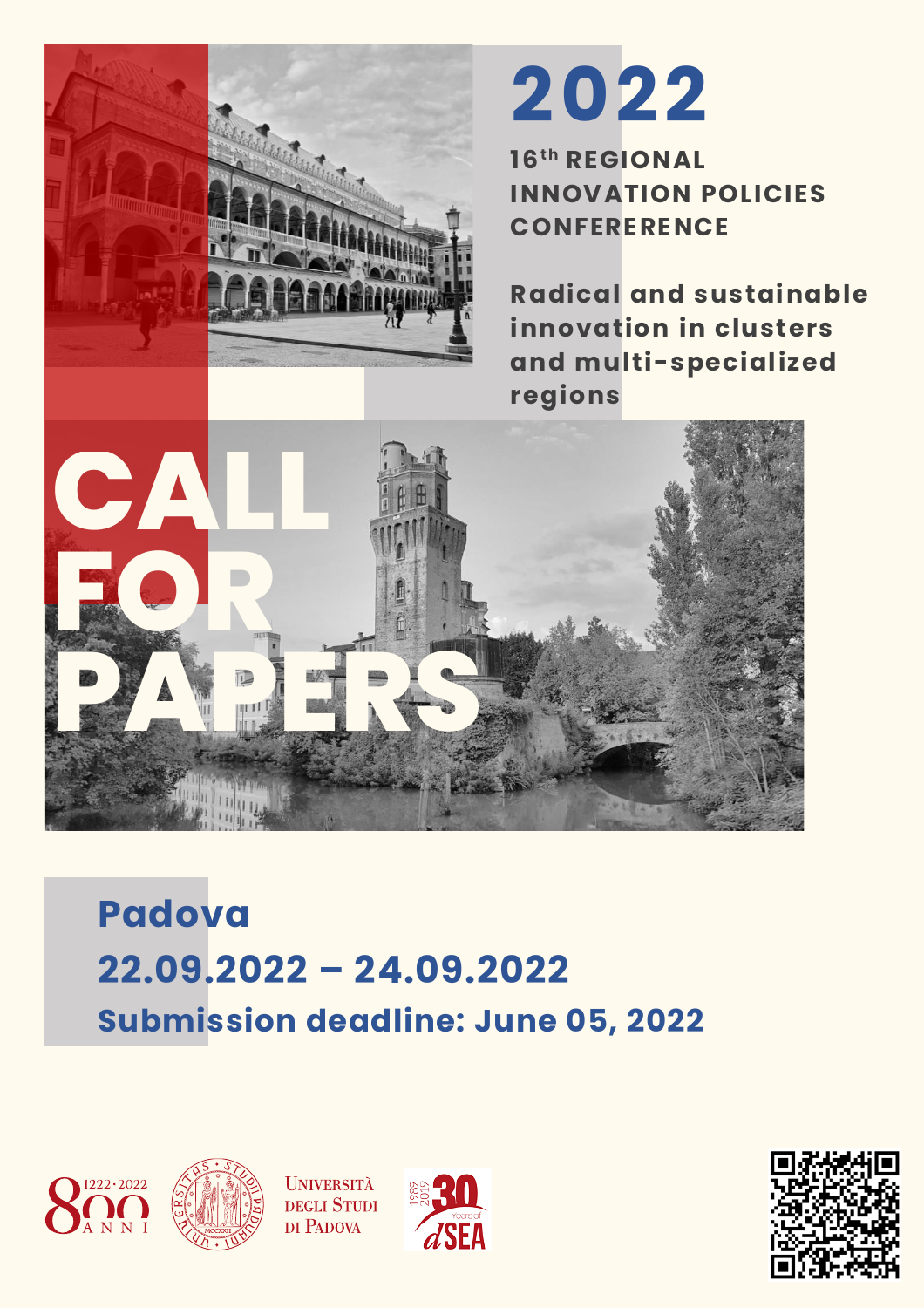# 2022

## 16th REGIONAL INNOVATION POLICIES CONFERERENCE

**Radical and sustainable innovation in clusters and multi-specialized regions**

# CALL FOR PAPERS

**Padova**

**22.09.2022 – 24.09.2022**

**Submission deadline: June 05, 2022**

800 ANNI 1222·2022

Università degli Studi di Padova

1989 2019 30 Years of dSEA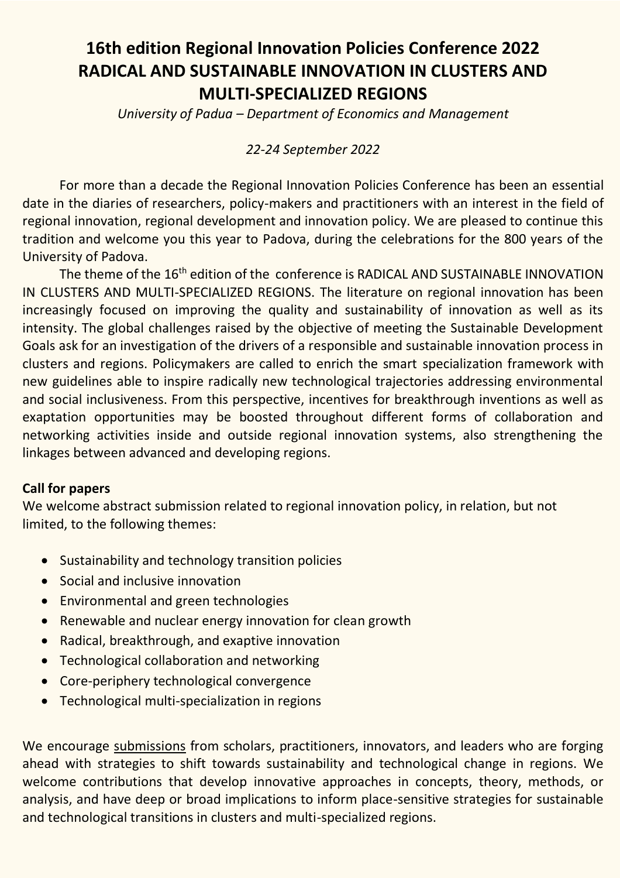# 16th edition Regional Innovation Policies Conference 2022
# RADICAL AND SUSTAINABLE INNOVATION IN CLUSTERS AND MULTI-SPECIALIZED REGIONS

*University of Padua – Department of Economics and Management*

*22-24 September 2022*

For more than a decade the Regional Innovation Policies Conference has been an essential date in the diaries of researchers, policy-makers and practitioners with an interest in the field of regional innovation, regional development and innovation policy. We are pleased to continue this tradition and welcome you this year to Padova, during the celebrations for the 800 years of the University of Padova.

The theme of the 16th edition of the conference is RADICAL AND SUSTAINABLE INNOVATION IN CLUSTERS AND MULTI-SPECIALIZED REGIONS. The literature on regional innovation has been increasingly focused on improving the quality and sustainability of innovation as well as its intensity. The global challenges raised by the objective of meeting the Sustainable Development Goals ask for an investigation of the drivers of a responsible and sustainable innovation process in clusters and regions. Policymakers are called to enrich the smart specialization framework with new guidelines able to inspire radically new technological trajectories addressing environmental and social inclusiveness. From this perspective, incentives for breakthrough inventions as well as exaptation opportunities may be boosted throughout different forms of collaboration and networking activities inside and outside regional innovation systems, also strengthening the linkages between advanced and developing regions.

**Call for papers**

We welcome abstract submission related to regional innovation policy, in relation, but not limited, to the following themes:

- Sustainability and technology transition policies
- Social and inclusive innovation
- Environmental and green technologies
- Renewable and nuclear energy innovation for clean growth
- Radical, breakthrough, and exaptive innovation
- Technological collaboration and networking
- Core-periphery technological convergence
- Technological multi-specialization in regions

We encourage submissions from scholars, practitioners, innovators, and leaders who are forging ahead with strategies to shift towards sustainability and technological change in regions. We welcome contributions that develop innovative approaches in concepts, theory, methods, or analysis, and have deep or broad implications to inform place-sensitive strategies for sustainable and technological transitions in clusters and multi-specialized regions.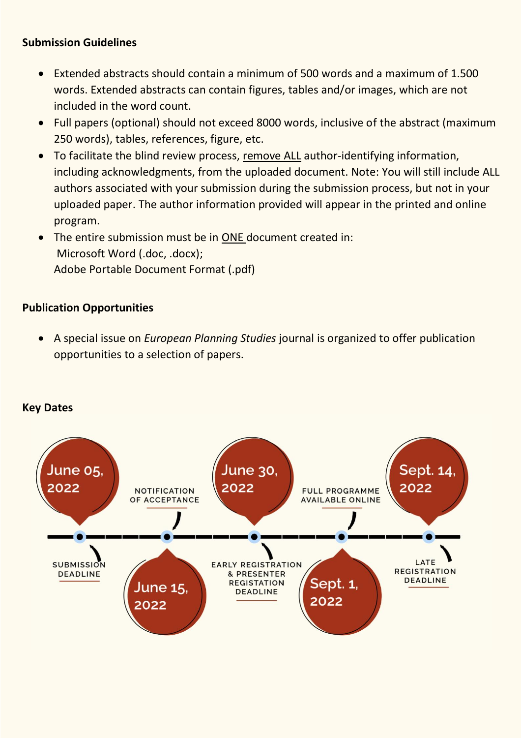**Submission Guidelines**

- Extended abstracts should contain a minimum of 500 words and a maximum of 1.500 words. Extended abstracts can contain figures, tables and/or images, which are not included in the word count.
- Full papers (optional) should not exceed 8000 words, inclusive of the abstract (maximum 250 words), tables, references, figure, etc.
- To facilitate the blind review process, remove ALL author-identifying information, including acknowledgments, from the uploaded document. Note: You will still include ALL authors associated with your submission during the submission process, but not in your uploaded paper. The author information provided will appear in the printed and online program.
- The entire submission must be in ONE document created in:
  Microsoft Word (.doc, .docx);
  Adobe Portable Document Format (.pdf)

**Publication Opportunities**

- A special issue on *European Planning Studies* journal is organized to offer publication opportunities to a selection of papers.

**Key Dates**

- June 05, 2022 — SUBMISSION DEADLINE
- June 15, 2022 — NOTIFICATION OF ACCEPTANCE
- June 30, 2022 — EARLY REGISTRATION & PRESENTER REGISTATION DEADLINE
- Sept. 1, 2022 — FULL PROGRAMME AVAILABLE ONLINE
- Sept. 14, 2022 — LATE REGISTRATION DEADLINE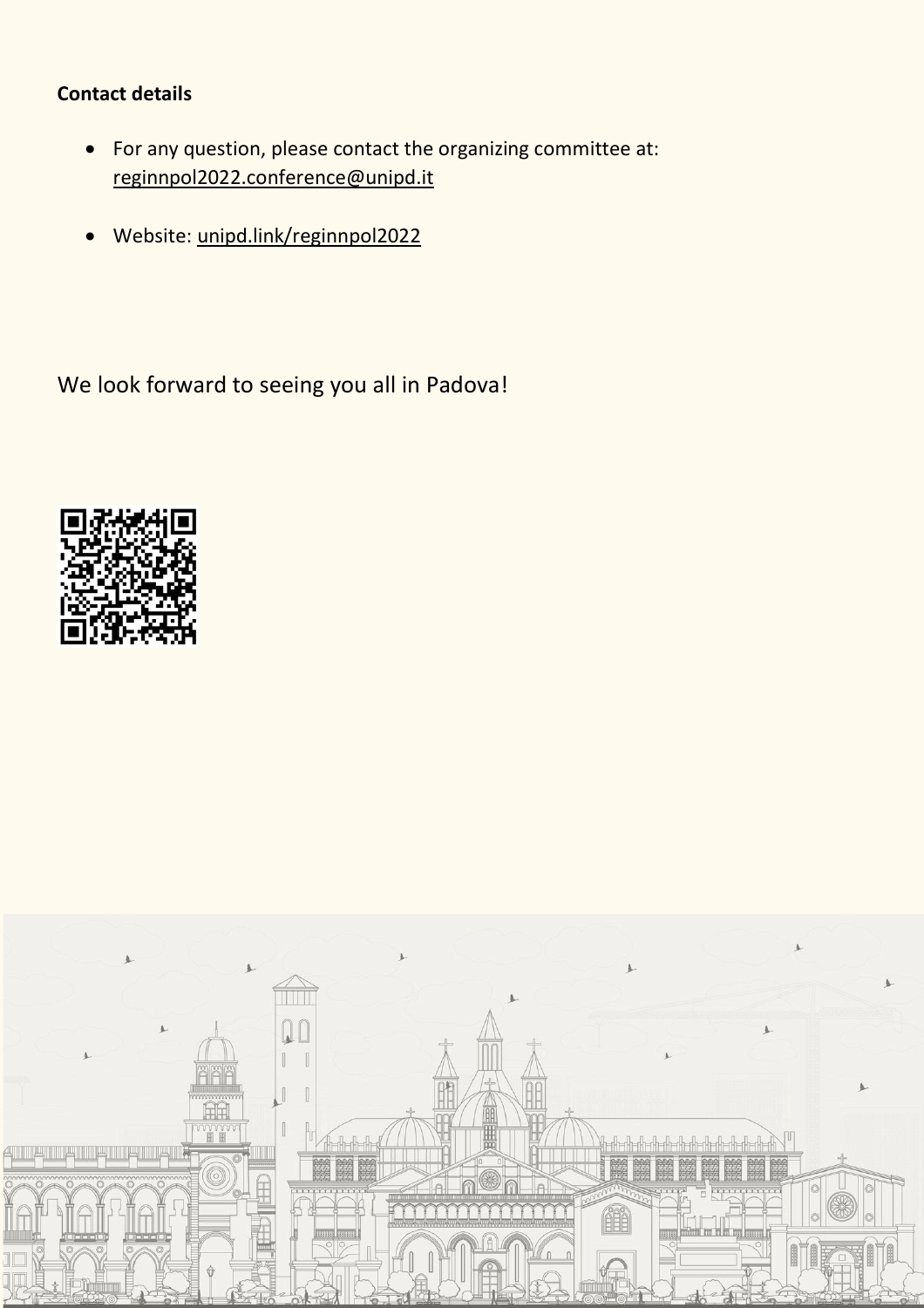**Contact details**

- For any question, please contact the organizing committee at: reginnpol2022.conference@unipd.it
- Website: unipd.link/reginnpol2022

We look forward to seeing you all in Padova!